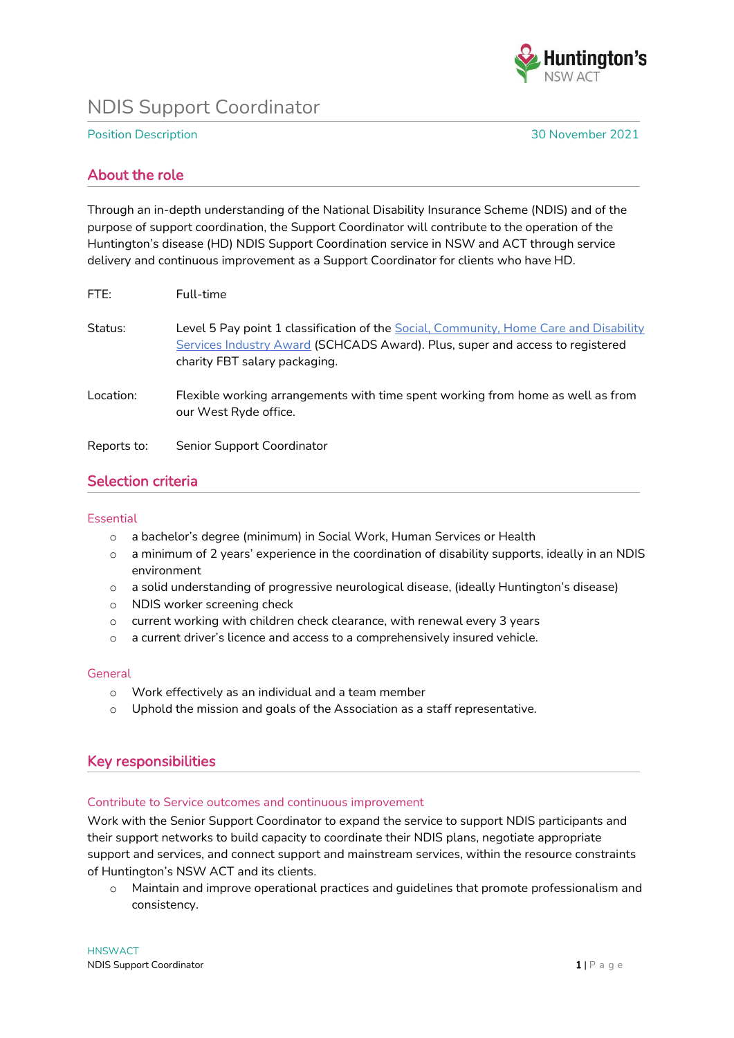# NDIS Support Coordinator

Position Description 30 November 2021

## About the role

Through an in-depth understanding of the National Disability Insurance Scheme (NDIS) and of the purpose of support coordination, the Support Coordinator will contribute to the operation of the Huntington's disease (HD) NDIS Support Coordination service in NSW and ACT through service delivery and continuous improvement as a Support Coordinator for clients who have HD.

| | |
|---|---|
| FTE: | Full-time |
| Status: | Level 5 Pay point 1 classification of the Social, Community, Home Care and Disability Services Industry Award (SCHCADS Award). Plus, super and access to registered charity FBT salary packaging. |
| Location: | Flexible working arrangements with time spent working from home as well as from our West Ryde office. |
| Reports to: | Senior Support Coordinator |

## Selection criteria

### Essential

- a bachelor's degree (minimum) in Social Work, Human Services or Health
- a minimum of 2 years' experience in the coordination of disability supports, ideally in an NDIS environment
- a solid understanding of progressive neurological disease, (ideally Huntington's disease)
- NDIS worker screening check
- current working with children check clearance, with renewal every 3 years
- a current driver's licence and access to a comprehensively insured vehicle.

### General

- Work effectively as an individual and a team member
- Uphold the mission and goals of the Association as a staff representative.

## Key responsibilities

### Contribute to Service outcomes and continuous improvement

Work with the Senior Support Coordinator to expand the service to support NDIS participants and their support networks to build capacity to coordinate their NDIS plans, negotiate appropriate support and services, and connect support and mainstream services, within the resource constraints of Huntington's NSW ACT and its clients.

- Maintain and improve operational practices and guidelines that promote professionalism and consistency.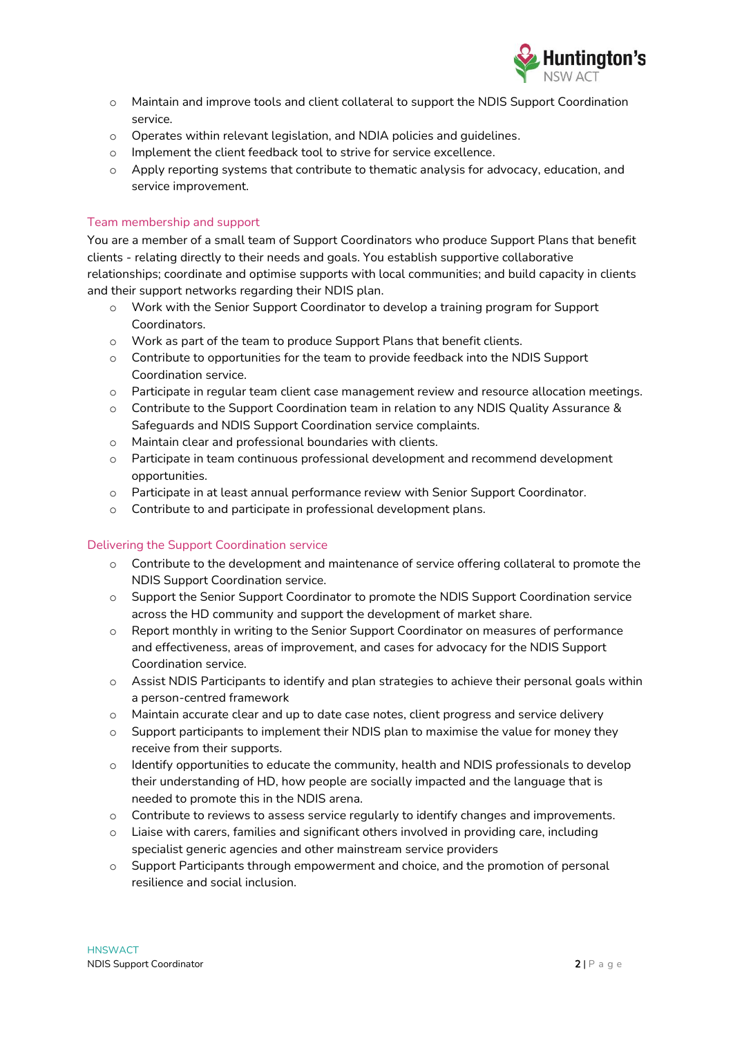- Maintain and improve tools and client collateral to support the NDIS Support Coordination service.
- Operates within relevant legislation, and NDIA policies and guidelines.
- Implement the client feedback tool to strive for service excellence.
- Apply reporting systems that contribute to thematic analysis for advocacy, education, and service improvement.

### Team membership and support

You are a member of a small team of Support Coordinators who produce Support Plans that benefit clients - relating directly to their needs and goals. You establish supportive collaborative relationships; coordinate and optimise supports with local communities; and build capacity in clients and their support networks regarding their NDIS plan.

- Work with the Senior Support Coordinator to develop a training program for Support Coordinators.
- Work as part of the team to produce Support Plans that benefit clients.
- Contribute to opportunities for the team to provide feedback into the NDIS Support Coordination service.
- Participate in regular team client case management review and resource allocation meetings.
- Contribute to the Support Coordination team in relation to any NDIS Quality Assurance & Safeguards and NDIS Support Coordination service complaints.
- Maintain clear and professional boundaries with clients.
- Participate in team continuous professional development and recommend development opportunities.
- Participate in at least annual performance review with Senior Support Coordinator.
- Contribute to and participate in professional development plans.

### Delivering the Support Coordination service

- Contribute to the development and maintenance of service offering collateral to promote the NDIS Support Coordination service.
- Support the Senior Support Coordinator to promote the NDIS Support Coordination service across the HD community and support the development of market share.
- Report monthly in writing to the Senior Support Coordinator on measures of performance and effectiveness, areas of improvement, and cases for advocacy for the NDIS Support Coordination service.
- Assist NDIS Participants to identify and plan strategies to achieve their personal goals within a person-centred framework
- Maintain accurate clear and up to date case notes, client progress and service delivery
- Support participants to implement their NDIS plan to maximise the value for money they receive from their supports.
- Identify opportunities to educate the community, health and NDIS professionals to develop their understanding of HD, how people are socially impacted and the language that is needed to promote this in the NDIS arena.
- Contribute to reviews to assess service regularly to identify changes and improvements.
- Liaise with carers, families and significant others involved in providing care, including specialist generic agencies and other mainstream service providers
- Support Participants through empowerment and choice, and the promotion of personal resilience and social inclusion.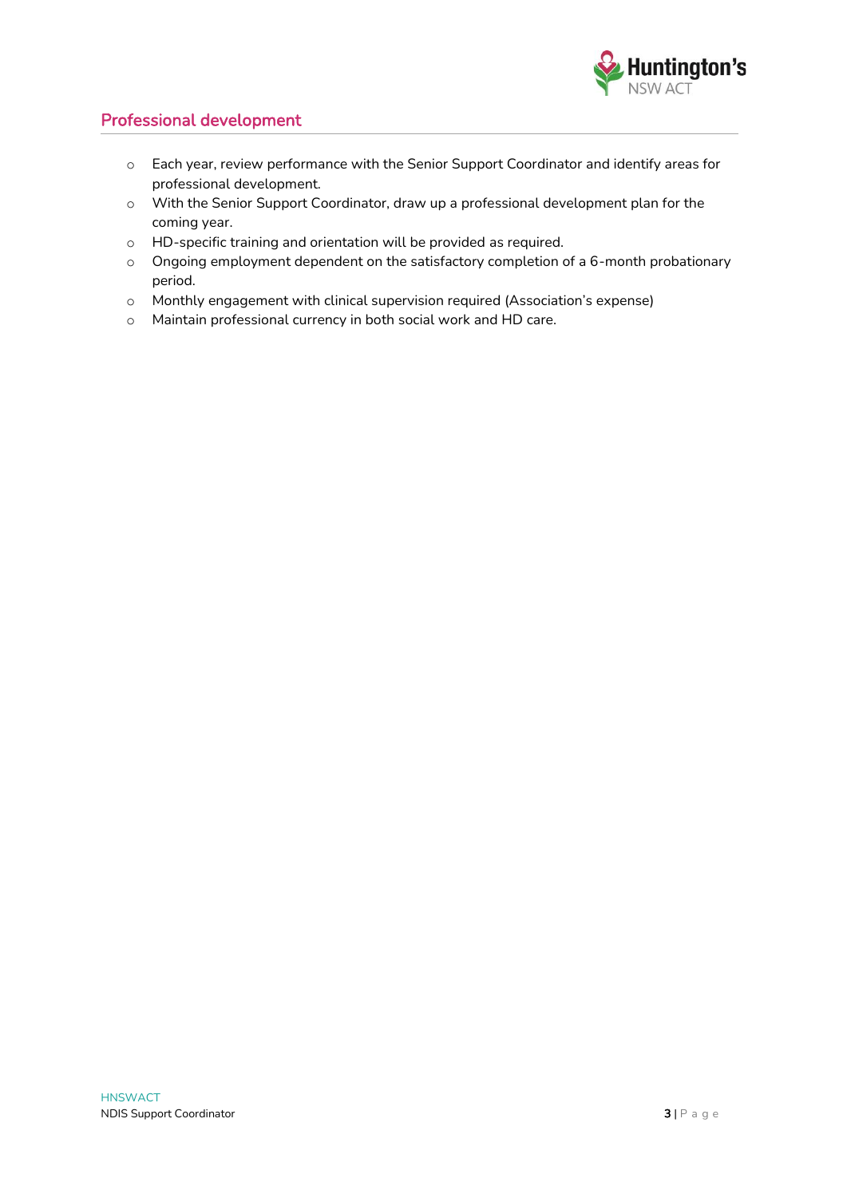## Professional development

- Each year, review performance with the Senior Support Coordinator and identify areas for professional development.
- With the Senior Support Coordinator, draw up a professional development plan for the coming year.
- HD-specific training and orientation will be provided as required.
- Ongoing employment dependent on the satisfactory completion of a 6-month probationary period.
- Monthly engagement with clinical supervision required (Association's expense)
- Maintain professional currency in both social work and HD care.